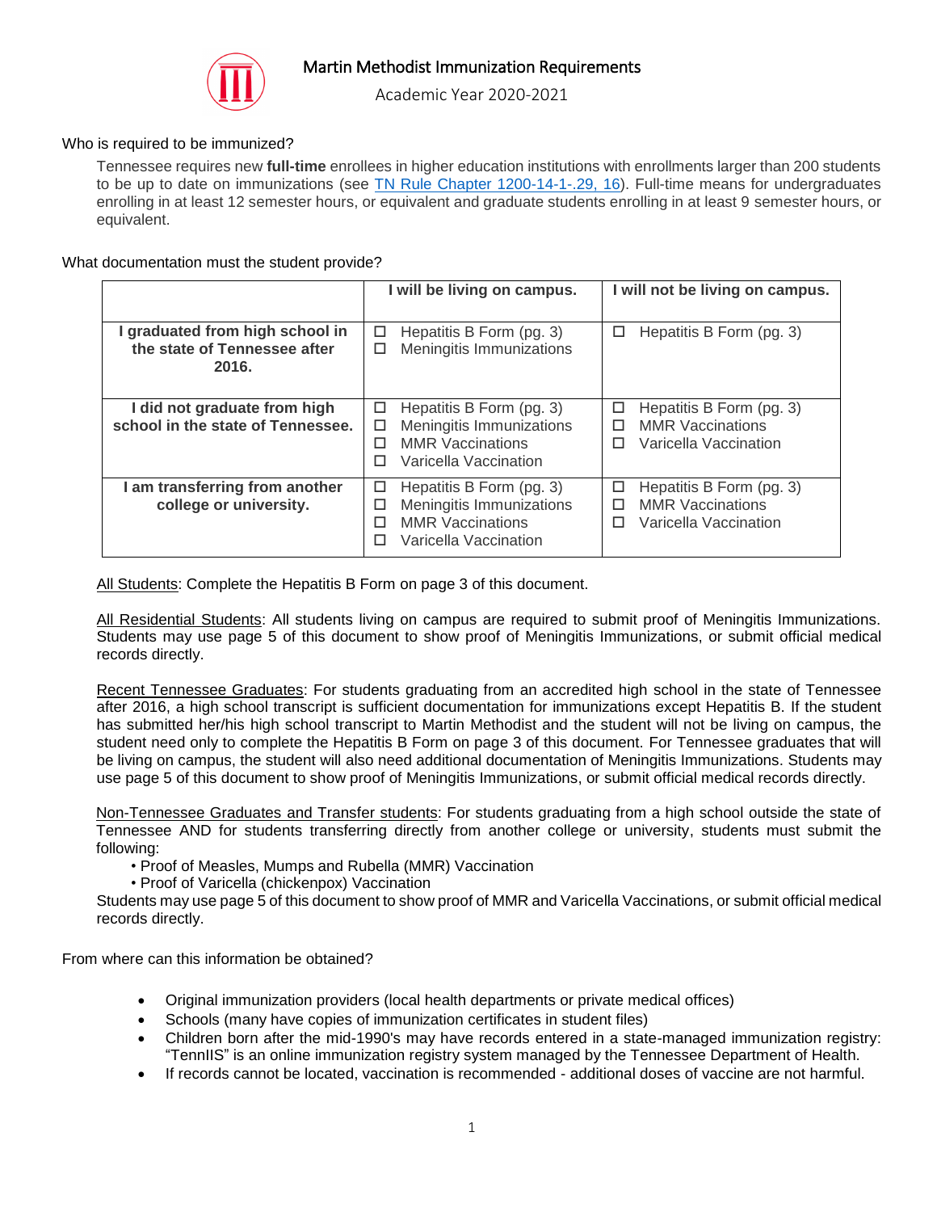# Martin Methodist Immunization Requirements

Academic Year 2020-2021

## Who is required to be immunized?

Tennessee requires new **full-time** enrollees in higher education institutions with enrollments larger than 200 students to be up to date on immunizations (see [TN Rule Chapter 1200-14-1-.29, 16](#)). Full-time means for undergraduates enrolling in at least 12 semester hours, or equivalent and graduate students enrolling in at least 9 semester hours, or equivalent.

## What documentation must the student provide?

| | **I will be living on campus.** | **I will not be living on campus.** |
|---|---|---|
| **I graduated from high school in the state of Tennessee after 2016.** | ☐ Hepatitis B Form (pg. 3)<br>☐ Meningitis Immunizations | ☐ Hepatitis B Form (pg. 3) |
| **I did not graduate from high school in the state of Tennessee.** | ☐ Hepatitis B Form (pg. 3)<br>☐ Meningitis Immunizations<br>☐ MMR Vaccinations<br>☐ Varicella Vaccination | ☐ Hepatitis B Form (pg. 3)<br>☐ MMR Vaccinations<br>☐ Varicella Vaccination |
| **I am transferring from another college or university.** | ☐ Hepatitis B Form (pg. 3)<br>☐ Meningitis Immunizations<br>☐ MMR Vaccinations<br>☐ Varicella Vaccination | ☐ Hepatitis B Form (pg. 3)<br>☐ MMR Vaccinations<br>☐ Varicella Vaccination |

<u>All Students</u>: Complete the Hepatitis B Form on page 3 of this document.

<u>All Residential Students</u>: All students living on campus are required to submit proof of Meningitis Immunizations. Students may use page 5 of this document to show proof of Meningitis Immunizations, or submit official medical records directly.

<u>Recent Tennessee Graduates</u>: For students graduating from an accredited high school in the state of Tennessee after 2016, a high school transcript is sufficient documentation for immunizations except Hepatitis B. If the student has submitted her/his high school transcript to Martin Methodist and the student will not be living on campus, the student need only to complete the Hepatitis B Form on page 3 of this document. For Tennessee graduates that will be living on campus, the student will also need additional documentation of Meningitis Immunizations. Students may use page 5 of this document to show proof of Meningitis Immunizations, or submit official medical records directly.

<u>Non-Tennessee Graduates and Transfer students</u>: For students graduating from a high school outside the state of Tennessee AND for students transferring directly from another college or university, students must submit the following:

- Proof of Measles, Mumps and Rubella (MMR) Vaccination
- Proof of Varicella (chickenpox) Vaccination

Students may use page 5 of this document to show proof of MMR and Varicella Vaccinations, or submit official medical records directly.

## From where can this information be obtained?

- Original immunization providers (local health departments or private medical offices)
- Schools (many have copies of immunization certificates in student files)
- Children born after the mid-1990's may have records entered in a state-managed immunization registry: "TennIIS" is an online immunization registry system managed by the Tennessee Department of Health.
- If records cannot be located, vaccination is recommended - additional doses of vaccine are not harmful.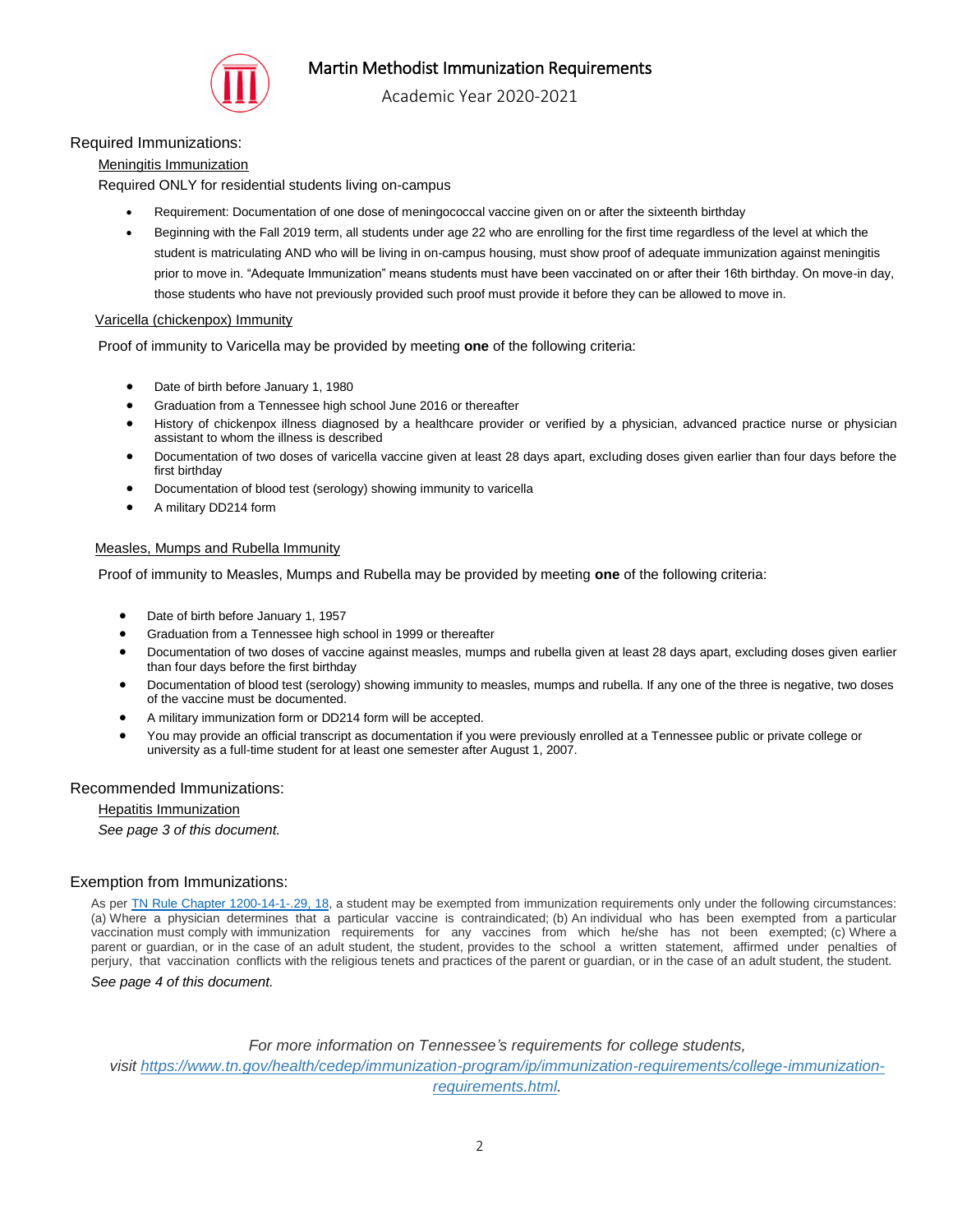# Martin Methodist Immunization Requirements

Academic Year 2020-2021

## Required Immunizations:

### Meningitis Immunization

Required ONLY for residential students living on-campus

- Requirement: Documentation of one dose of meningococcal vaccine given on or after the sixteenth birthday
- Beginning with the Fall 2019 term, all students under age 22 who are enrolling for the first time regardless of the level at which the student is matriculating AND who will be living in on-campus housing, must show proof of adequate immunization against meningitis prior to move in. "Adequate Immunization" means students must have been vaccinated on or after their 16th birthday. On move-in day, those students who have not previously provided such proof must provide it before they can be allowed to move in.

### Varicella (chickenpox) Immunity

Proof of immunity to Varicella may be provided by meeting **one** of the following criteria:

- Date of birth before January 1, 1980
- Graduation from a Tennessee high school June 2016 or thereafter
- History of chickenpox illness diagnosed by a healthcare provider or verified by a physician, advanced practice nurse or physician assistant to whom the illness is described
- Documentation of two doses of varicella vaccine given at least 28 days apart, excluding doses given earlier than four days before the first birthday
- Documentation of blood test (serology) showing immunity to varicella
- A military DD214 form

### Measles, Mumps and Rubella Immunity

Proof of immunity to Measles, Mumps and Rubella may be provided by meeting **one** of the following criteria:

- Date of birth before January 1, 1957
- Graduation from a Tennessee high school in 1999 or thereafter
- Documentation of two doses of vaccine against measles, mumps and rubella given at least 28 days apart, excluding doses given earlier than four days before the first birthday
- Documentation of blood test (serology) showing immunity to measles, mumps and rubella. If any one of the three is negative, two doses of the vaccine must be documented.
- A military immunization form or DD214 form will be accepted.
- You may provide an official transcript as documentation if you were previously enrolled at a Tennessee public or private college or university as a full-time student for at least one semester after August 1, 2007.

## Recommended Immunizations:

### Hepatitis Immunization

*See page 3 of this document.*

## Exemption from Immunizations:

As per TN Rule Chapter 1200-14-1-.29, 18, a student may be exempted from immunization requirements only under the following circumstances: (a) Where a physician determines that a particular vaccine is contraindicated; (b) An individual who has been exempted from a particular vaccination must comply with immunization requirements for any vaccines from which he/she has not been exempted; (c) Where a parent or guardian, or in the case of an adult student, the student, provides to the school a written statement, affirmed under penalties of perjury, that vaccination conflicts with the religious tenets and practices of the parent or guardian, or in the case of an adult student, the student.

*See page 4 of this document.*

*For more information on Tennessee's requirements for college students, visit https://www.tn.gov/health/cedep/immunization-program/ip/immunization-requirements/college-immunization-requirements.html.*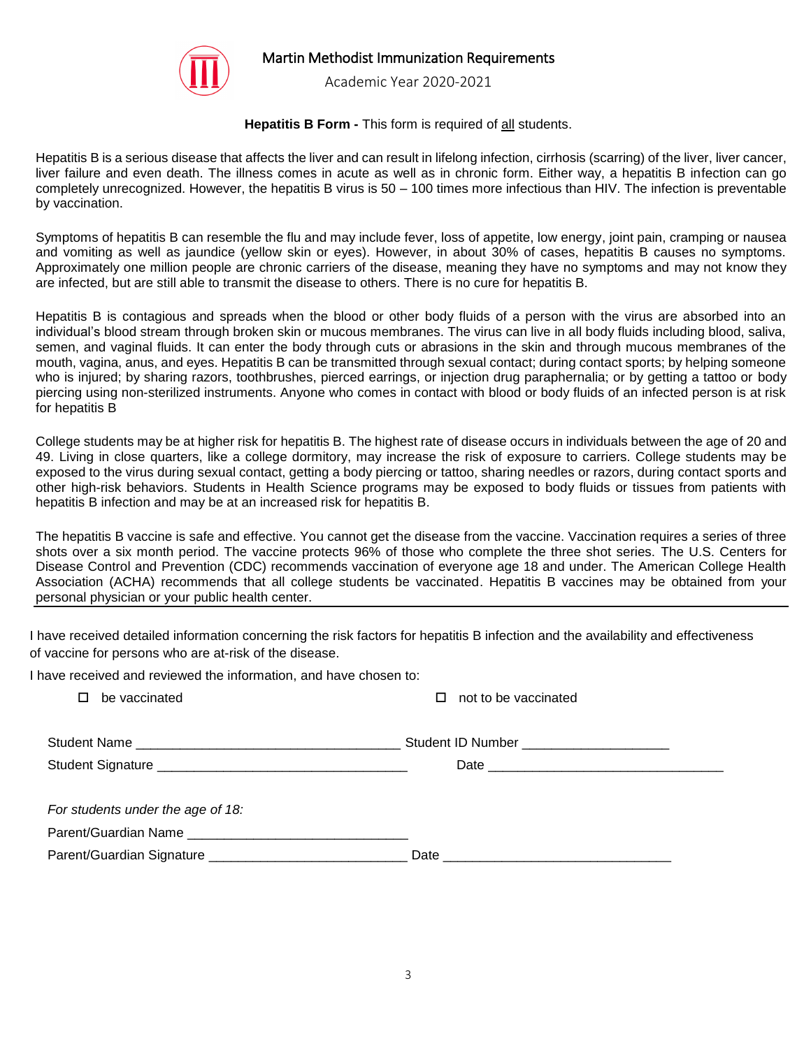# Martin Methodist Immunization Requirements

Academic Year 2020-2021

**Hepatitis B Form -** This form is required of all students.

Hepatitis B is a serious disease that affects the liver and can result in lifelong infection, cirrhosis (scarring) of the liver, liver cancer, liver failure and even death. The illness comes in acute as well as in chronic form. Either way, a hepatitis B infection can go completely unrecognized. However, the hepatitis B virus is 50 – 100 times more infectious than HIV. The infection is preventable by vaccination.

Symptoms of hepatitis B can resemble the flu and may include fever, loss of appetite, low energy, joint pain, cramping or nausea and vomiting as well as jaundice (yellow skin or eyes). However, in about 30% of cases, hepatitis B causes no symptoms. Approximately one million people are chronic carriers of the disease, meaning they have no symptoms and may not know they are infected, but are still able to transmit the disease to others. There is no cure for hepatitis B.

Hepatitis B is contagious and spreads when the blood or other body fluids of a person with the virus are absorbed into an individual's blood stream through broken skin or mucous membranes. The virus can live in all body fluids including blood, saliva, semen, and vaginal fluids. It can enter the body through cuts or abrasions in the skin and through mucous membranes of the mouth, vagina, anus, and eyes. Hepatitis B can be transmitted through sexual contact; during contact sports; by helping someone who is injured; by sharing razors, toothbrushes, pierced earrings, or injection drug paraphernalia; or by getting a tattoo or body piercing using non-sterilized instruments. Anyone who comes in contact with blood or body fluids of an infected person is at risk for hepatitis B

College students may be at higher risk for hepatitis B. The highest rate of disease occurs in individuals between the age of 20 and 49. Living in close quarters, like a college dormitory, may increase the risk of exposure to carriers. College students may be exposed to the virus during sexual contact, getting a body piercing or tattoo, sharing needles or razors, during contact sports and other high-risk behaviors. Students in Health Science programs may be exposed to body fluids or tissues from patients with hepatitis B infection and may be at an increased risk for hepatitis B.

The hepatitis B vaccine is safe and effective. You cannot get the disease from the vaccine. Vaccination requires a series of three shots over a six month period. The vaccine protects 96% of those who complete the three shot series. The U.S. Centers for Disease Control and Prevention (CDC) recommends vaccination of everyone age 18 and under. The American College Health Association (ACHA) recommends that all college students be vaccinated. Hepatitis B vaccines may be obtained from your personal physician or your public health center.

---

I have received detailed information concerning the risk factors for hepatitis B infection and the availability and effectiveness of vaccine for persons who are at-risk of the disease.

I have received and reviewed the information, and have chosen to:

☐ be vaccinated ☐ not to be vaccinated

Student Name ___________________________________ Student ID Number ___________________

Student Signature ________________________________ Date ______________________________

*For students under the age of 18:*

Parent/Guardian Name ____________________________

Parent/Guardian Signature _________________________ Date ______________________________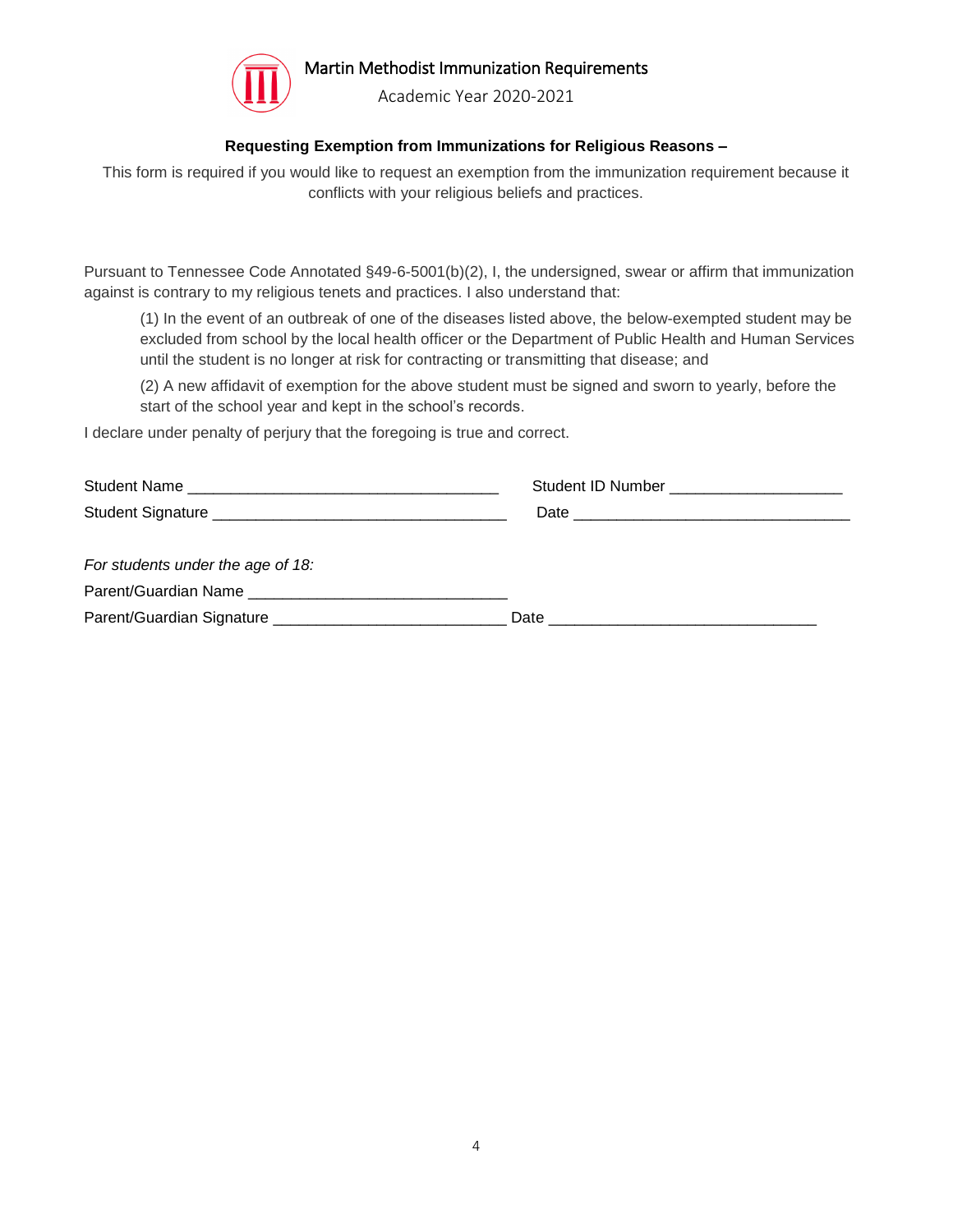# Martin Methodist Immunization Requirements

Academic Year 2020-2021

**Requesting Exemption from Immunizations for Religious Reasons –**

This form is required if you would like to request an exemption from the immunization requirement because it conflicts with your religious beliefs and practices.

Pursuant to Tennessee Code Annotated §49-6-5001(b)(2), I, the undersigned, swear or affirm that immunization against is contrary to my religious tenets and practices. I also understand that:

(1) In the event of an outbreak of one of the diseases listed above, the below-exempted student may be excluded from school by the local health officer or the Department of Public Health and Human Services until the student is no longer at risk for contracting or transmitting that disease; and

(2) A new affidavit of exemption for the above student must be signed and sworn to yearly, before the start of the school year and kept in the school's records.

I declare under penalty of perjury that the foregoing is true and correct.

Student Name ___________________________________ Student ID Number ___________________

Student Signature _________________________________ Date ______________________________

*For students under the age of 18:*

Parent/Guardian Name ____________________________

Parent/Guardian Signature __________________________ Date _____________________________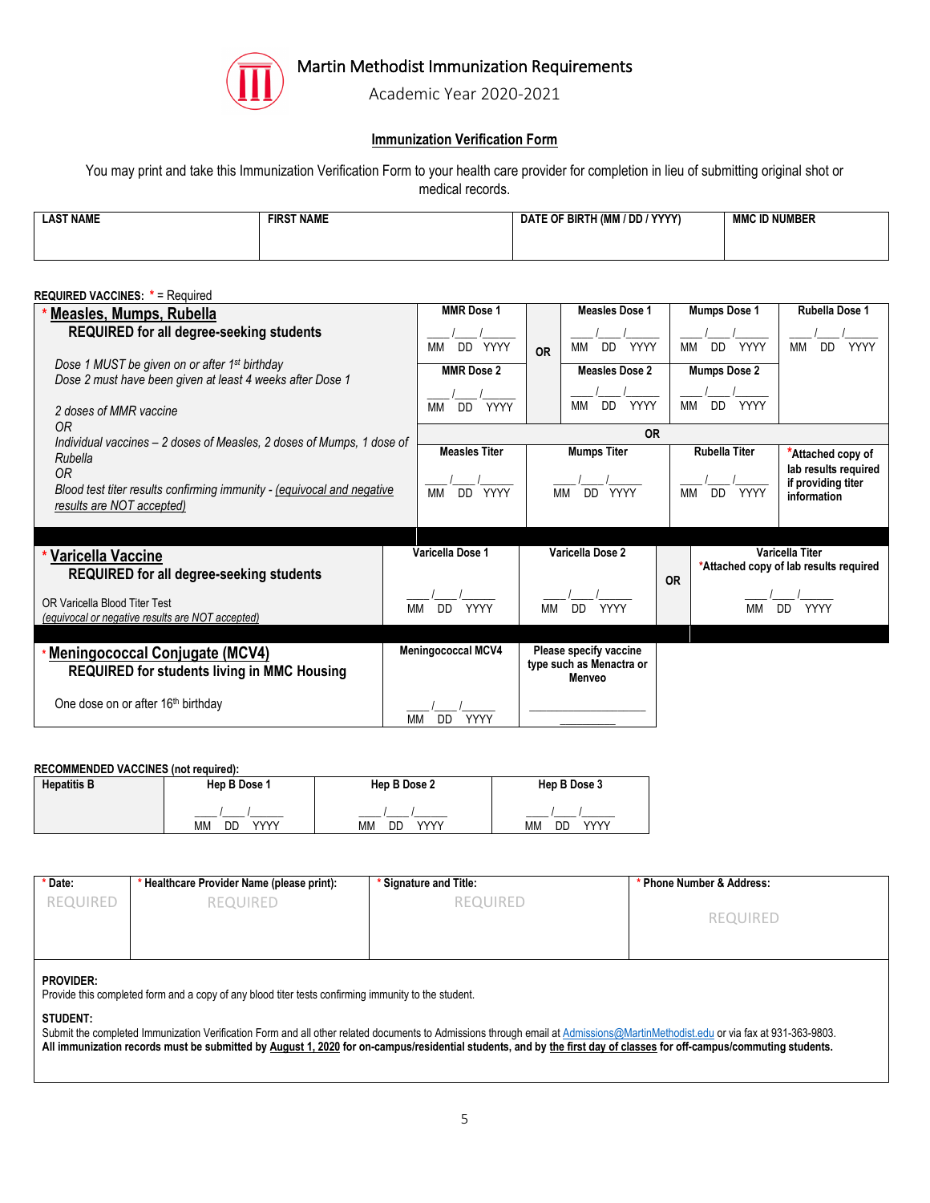# Martin Methodist Immunization Requirements

Academic Year 2020-2021

## Immunization Verification Form

You may print and take this Immunization Verification Form to your health care provider for completion in lieu of submitting original shot or medical records.

| LAST NAME | FIRST NAME | DATE OF BIRTH (MM / DD / YYYY) | MMC ID NUMBER |
|---|---|---|---|
| | | | |

**REQUIRED VACCINES:** * = Required

| * **Measles, Mumps, Rubella** | MMR Dose 1 | OR | Measles Dose 1 | Mumps Dose 1 | Rubella Dose 1 |
|---|---|---|---|---|---|
| **REQUIRED for all degree-seeking students** | ___/___/_____ MM DD YYYY | | ___/___/_____ MM DD YYYY | ___/___/_____ MM DD YYYY | ___/___/_____ MM DD YYYY |
| *Dose 1 MUST be given on or after 1st birthday* *Dose 2 must have been given at least 4 weeks after Dose 1* | MMR Dose 2 | | Measles Dose 2 | Mumps Dose 2 | |
| *2 doses of MMR vaccine* | ___/___/_____ MM DD YYYY | | ___/___/_____ MM DD YYYY | ___/___/_____ MM DD YYYY | |
| *OR* | OR | | | | |
| *Individual vaccines – 2 doses of Measles, 2 doses of Mumps, 1 dose of Rubella* *OR* *Blood test titer results confirming immunity - (equivocal and negative results are NOT accepted)* | Measles Titer ___/___/_____ MM DD YYYY | | Mumps Titer ___/___/_____ MM DD YYYY | Rubella Titer ___/___/_____ MM DD YYYY | *Attached copy of lab results required if providing titer information |

| * **Varicella Vaccine** | Varicella Dose 1 | Varicella Dose 2 | OR | Varicella Titer *Attached copy of lab results required |
|---|---|---|---|---|
| **REQUIRED for all degree-seeking students** OR Varicella Blood Titer Test *(equivocal or negative results are NOT accepted)* | ___/___/_____ MM DD YYYY | ___/___/_____ MM DD YYYY | | ___/___/_____ MM DD YYYY |

| * **Meningococcal Conjugate (MCV4)** | Meningococcal MCV4 | Please specify vaccine type such as Menactra or Menveo |
|---|---|---|
| **REQUIRED for students living in MMC Housing** One dose on or after 16th birthday | ___/___/_____ MM DD YYYY | ____________________ |

**RECOMMENDED VACCINES (not required):**

| Hepatitis B | Hep B Dose 1 | Hep B Dose 2 | Hep B Dose 3 |
|---|---|---|---|
| | ___/___/_____ MM DD YYYY | ___/___/_____ MM DD YYYY | ___/___/_____ MM DD YYYY |

| * Date: | * Healthcare Provider Name (please print): | * Signature and Title: | * Phone Number & Address: |
|---|---|---|---|
| REQUIRED | REQUIRED | REQUIRED | REQUIRED |

**PROVIDER:**
Provide this completed form and a copy of any blood titer tests confirming immunity to the student.

**STUDENT:**
Submit the completed Immunization Verification Form and all other related documents to Admissions through email at Admissions@MartinMethodist.edu or via fax at 931-363-9803.
**All immunization records must be submitted by August 1, 2020 for on-campus/residential students, and by the first day of classes for off-campus/commuting students.**